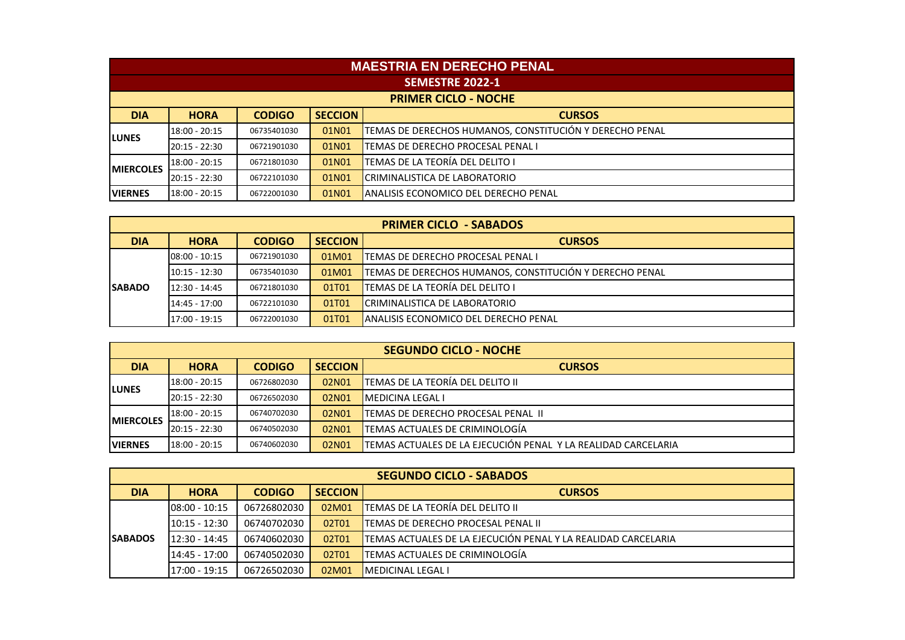# MAESTRIA EN DERECHO PENAL

## SEMESTRE 2022-1

### PRIMER CICLO - NOCHE

| DIA | HORA | CODIGO | SECCION | CURSOS |
|---|---|---|---|---|
| LUNES | 18:00 - 20:15 | 06735401030 | 01N01 | TEMAS DE DERECHOS HUMANOS, CONSTITUCIÓN Y DERECHO PENAL |
| | 20:15 - 22:30 | 06721901030 | 01N01 | TEMAS DE DERECHO PROCESAL PENAL I |
| MIERCOLES | 18:00 - 20:15 | 06721801030 | 01N01 | TEMAS DE LA TEORÍA DEL DELITO I |
| | 20:15 - 22:30 | 06722101030 | 01N01 | CRIMINALISTICA DE LABORATORIO |
| VIERNES | 18:00 - 20:15 | 06722001030 | 01N01 | ANALISIS ECONOMICO DEL DERECHO PENAL |

### PRIMER CICLO - SABADOS

| DIA | HORA | CODIGO | SECCION | CURSOS |
|---|---|---|---|---|
| SABADO | 08:00 - 10:15 | 06721901030 | 01M01 | TEMAS DE DERECHO PROCESAL PENAL I |
| | 10:15 - 12:30 | 06735401030 | 01M01 | TEMAS DE DERECHOS HUMANOS, CONSTITUCIÓN Y DERECHO PENAL |
| | 12:30 - 14:45 | 06721801030 | 01T01 | TEMAS DE LA TEORÍA DEL DELITO I |
| | 14:45 - 17:00 | 06722101030 | 01T01 | CRIMINALISTICA DE LABORATORIO |
| | 17:00 - 19:15 | 06722001030 | 01T01 | ANALISIS ECONOMICO DEL DERECHO PENAL |

### SEGUNDO CICLO - NOCHE

| DIA | HORA | CODIGO | SECCION | CURSOS |
|---|---|---|---|---|
| LUNES | 18:00 - 20:15 | 06726802030 | 02N01 | TEMAS DE LA TEORÍA DEL DELITO II |
| | 20:15 - 22:30 | 06726502030 | 02N01 | MEDICINA LEGAL I |
| MIERCOLES | 18:00 - 20:15 | 06740702030 | 02N01 | TEMAS DE DERECHO PROCESAL PENAL II |
| | 20:15 - 22:30 | 06740502030 | 02N01 | TEMAS ACTUALES DE CRIMINOLOGÍA |
| VIERNES | 18:00 - 20:15 | 06740602030 | 02N01 | TEMAS ACTUALES DE LA EJECUCIÓN PENAL Y LA REALIDAD CARCELARIA |

### SEGUNDO CICLO - SABADOS

| DIA | HORA | CODIGO | SECCION | CURSOS |
|---|---|---|---|---|
| SABADOS | 08:00 - 10:15 | 06726802030 | 02M01 | TEMAS DE LA TEORÍA DEL DELITO II |
| | 10:15 - 12:30 | 06740702030 | 02T01 | TEMAS DE DERECHO PROCESAL PENAL II |
| | 12:30 - 14:45 | 06740602030 | 02T01 | TEMAS ACTUALES DE LA EJECUCIÓN PENAL Y LA REALIDAD CARCELARIA |
| | 14:45 - 17:00 | 06740502030 | 02T01 | TEMAS ACTUALES DE CRIMINOLOGÍA |
| | 17:00 - 19:15 | 06726502030 | 02M01 | MEDICINAL LEGAL I |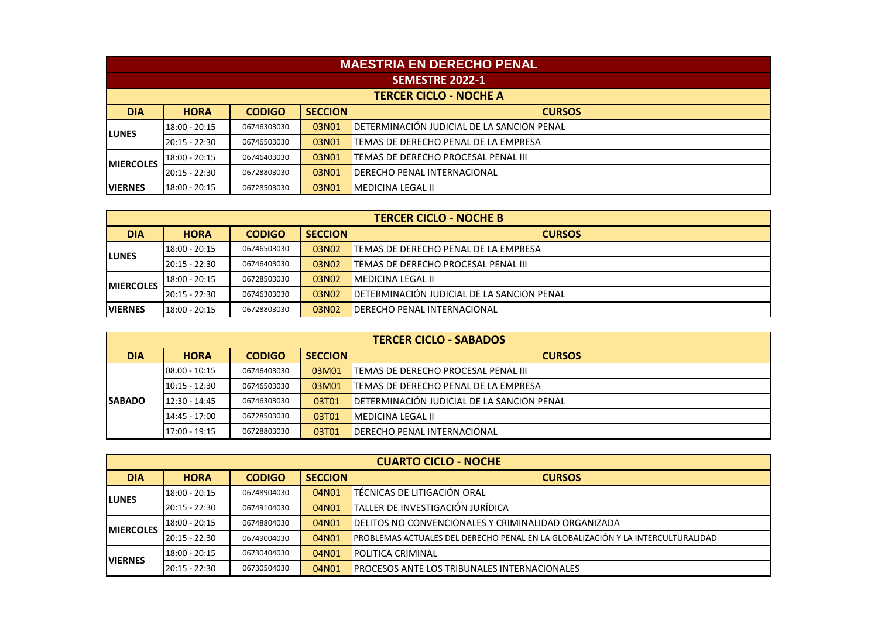# MAESTRIA EN DERECHO PENAL

## SEMESTRE 2022-1

### TERCER CICLO - NOCHE A

| DIA | HORA | CODIGO | SECCION | CURSOS |
|---|---|---|---|---|
| LUNES | 18:00 - 20:15 | 06746303030 | 03N01 | DETERMINACIÓN JUDICIAL DE LA SANCION PENAL |
| | 20:15 - 22:30 | 06746503030 | 03N01 | TEMAS DE DERECHO PENAL DE LA EMPRESA |
| MIERCOLES | 18:00 - 20:15 | 06746403030 | 03N01 | TEMAS DE DERECHO PROCESAL PENAL III |
| | 20:15 - 22:30 | 06728803030 | 03N01 | DERECHO PENAL INTERNACIONAL |
| VIERNES | 18:00 - 20:15 | 06728503030 | 03N01 | MEDICINA LEGAL II |

### TERCER CICLO - NOCHE B

| DIA | HORA | CODIGO | SECCION | CURSOS |
|---|---|---|---|---|
| LUNES | 18:00 - 20:15 | 06746503030 | 03N02 | TEMAS DE DERECHO PENAL DE LA EMPRESA |
| | 20:15 - 22:30 | 06746403030 | 03N02 | TEMAS DE DERECHO PROCESAL PENAL III |
| MIERCOLES | 18:00 - 20:15 | 06728503030 | 03N02 | MEDICINA LEGAL II |
| | 20:15 - 22:30 | 06746303030 | 03N02 | DETERMINACIÓN JUDICIAL DE LA SANCION PENAL |
| VIERNES | 18:00 - 20:15 | 06728803030 | 03N02 | DERECHO PENAL INTERNACIONAL |

### TERCER CICLO - SABADOS

| DIA | HORA | CODIGO | SECCION | CURSOS |
|---|---|---|---|---|
| SABADO | 08.00 - 10:15 | 06746403030 | 03M01 | TEMAS DE DERECHO PROCESAL PENAL III |
| | 10:15 - 12:30 | 06746503030 | 03M01 | TEMAS DE DERECHO PENAL DE LA EMPRESA |
| | 12:30 - 14:45 | 06746303030 | 03T01 | DETERMINACIÓN JUDICIAL DE LA SANCION PENAL |
| | 14:45 - 17:00 | 06728503030 | 03T01 | MEDICINA LEGAL II |
| | 17:00 - 19:15 | 06728803030 | 03T01 | DERECHO PENAL INTERNACIONAL |

### CUARTO CICLO - NOCHE

| DIA | HORA | CODIGO | SECCION | CURSOS |
|---|---|---|---|---|
| LUNES | 18:00 - 20:15 | 06748904030 | 04N01 | TÉCNICAS DE LITIGACIÓN ORAL |
| | 20:15 - 22:30 | 06749104030 | 04N01 | TALLER DE INVESTIGACIÓN JURÍDICA |
| MIERCOLES | 18:00 - 20:15 | 06748804030 | 04N01 | DELITOS NO CONVENCIONALES Y CRIMINALIDAD ORGANIZADA |
| | 20:15 - 22:30 | 06749004030 | 04N01 | PROBLEMAS ACTUALES DEL DERECHO PENAL EN LA GLOBALIZACIÓN Y LA INTERCULTURALIDAD |
| VIERNES | 18:00 - 20:15 | 06730404030 | 04N01 | POLITICA CRIMINAL |
| | 20:15 - 22:30 | 06730504030 | 04N01 | PROCESOS ANTE LOS TRIBUNALES INTERNACIONALES |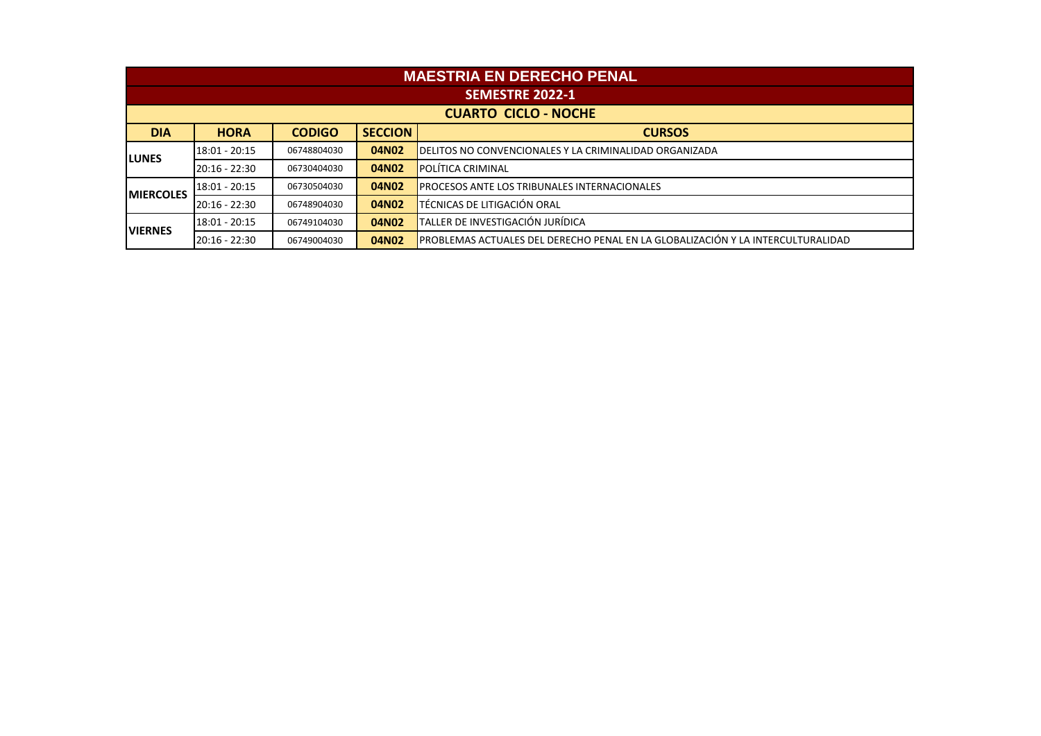| MAESTRIA EN DERECHO PENAL | | | | |
|---|---|---|---|---|
| SEMESTRE 2022-1 | | | | |
| CUARTO CICLO - NOCHE | | | | |
| DIA | HORA | CODIGO | SECCION | CURSOS |
| LUNES | 18:01 - 20:15 | 06748804030 | 04N02 | DELITOS NO CONVENCIONALES Y LA CRIMINALIDAD ORGANIZADA |
| | 20:16 - 22:30 | 06730404030 | 04N02 | POLÍTICA CRIMINAL |
| MIERCOLES | 18:01 - 20:15 | 06730504030 | 04N02 | PROCESOS ANTE LOS TRIBUNALES INTERNACIONALES |
| | 20:16 - 22:30 | 06748904030 | 04N02 | TÉCNICAS DE LITIGACIÓN ORAL |
| VIERNES | 18:01 - 20:15 | 06749104030 | 04N02 | TALLER DE INVESTIGACIÓN JURÍDICA |
| | 20:16 - 22:30 | 06749004030 | 04N02 | PROBLEMAS ACTUALES DEL DERECHO PENAL EN LA GLOBALIZACIÓN Y LA INTERCULTURALIDAD |